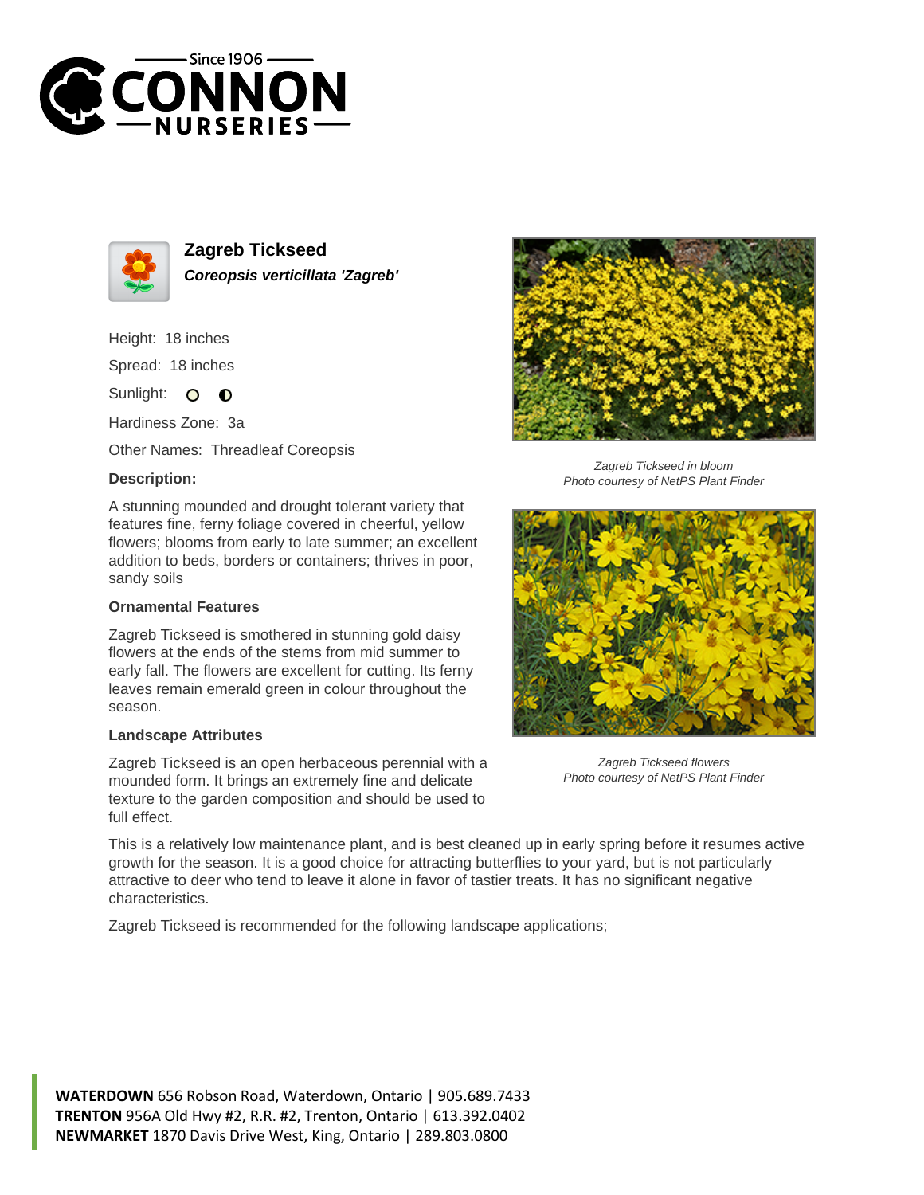# Zagreb Tickseed

***Coreopsis verticillata 'Zagreb'***

Height: 18 inches

Spread: 18 inches

Sunlight:

Hardiness Zone: 3a

Other Names: Threadleaf Coreopsis

**Description:**

A stunning mounded and drought tolerant variety that features fine, ferny foliage covered in cheerful, yellow flowers; blooms from early to late summer; an excellent addition to beds, borders or containers; thrives in poor, sandy soils

**Ornamental Features**

Zagreb Tickseed is smothered in stunning gold daisy flowers at the ends of the stems from mid summer to early fall. The flowers are excellent for cutting. Its ferny leaves remain emerald green in colour throughout the season.

**Landscape Attributes**

Zagreb Tickseed is an open herbaceous perennial with a mounded form. It brings an extremely fine and delicate texture to the garden composition and should be used to full effect.

*Zagreb Tickseed in bloom*
*Photo courtesy of NetPS Plant Finder*

*Zagreb Tickseed flowers*
*Photo courtesy of NetPS Plant Finder*

This is a relatively low maintenance plant, and is best cleaned up in early spring before it resumes active growth for the season. It is a good choice for attracting butterflies to your yard, but is not particularly attractive to deer who tend to leave it alone in favor of tastier treats. It has no significant negative characteristics.

Zagreb Tickseed is recommended for the following landscape applications;

**WATERDOWN** 656 Robson Road, Waterdown, Ontario | 905.689.7433
**TRENTON** 956A Old Hwy #2, R.R. #2, Trenton, Ontario | 613.392.0402
**NEWMARKET** 1870 Davis Drive West, King, Ontario | 289.803.0800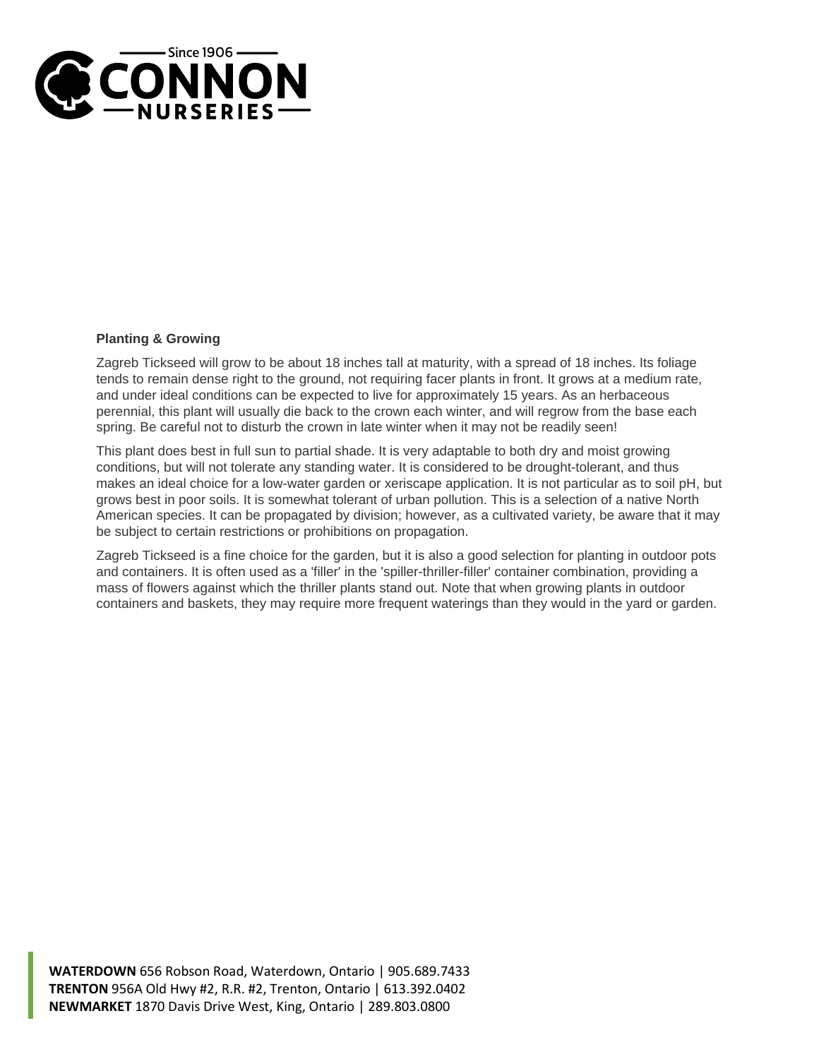### Planting & Growing

Zagreb Tickseed will grow to be about 18 inches tall at maturity, with a spread of 18 inches. Its foliage tends to remain dense right to the ground, not requiring facer plants in front. It grows at a medium rate, and under ideal conditions can be expected to live for approximately 15 years. As an herbaceous perennial, this plant will usually die back to the crown each winter, and will regrow from the base each spring. Be careful not to disturb the crown in late winter when it may not be readily seen!

This plant does best in full sun to partial shade. It is very adaptable to both dry and moist growing conditions, but will not tolerate any standing water. It is considered to be drought-tolerant, and thus makes an ideal choice for a low-water garden or xeriscape application. It is not particular as to soil pH, but grows best in poor soils. It is somewhat tolerant of urban pollution. This is a selection of a native North American species. It can be propagated by division; however, as a cultivated variety, be aware that it may be subject to certain restrictions or prohibitions on propagation.

Zagreb Tickseed is a fine choice for the garden, but it is also a good selection for planting in outdoor pots and containers. It is often used as a 'filler' in the 'spiller-thriller-filler' container combination, providing a mass of flowers against which the thriller plants stand out. Note that when growing plants in outdoor containers and baskets, they may require more frequent waterings than they would in the yard or garden.